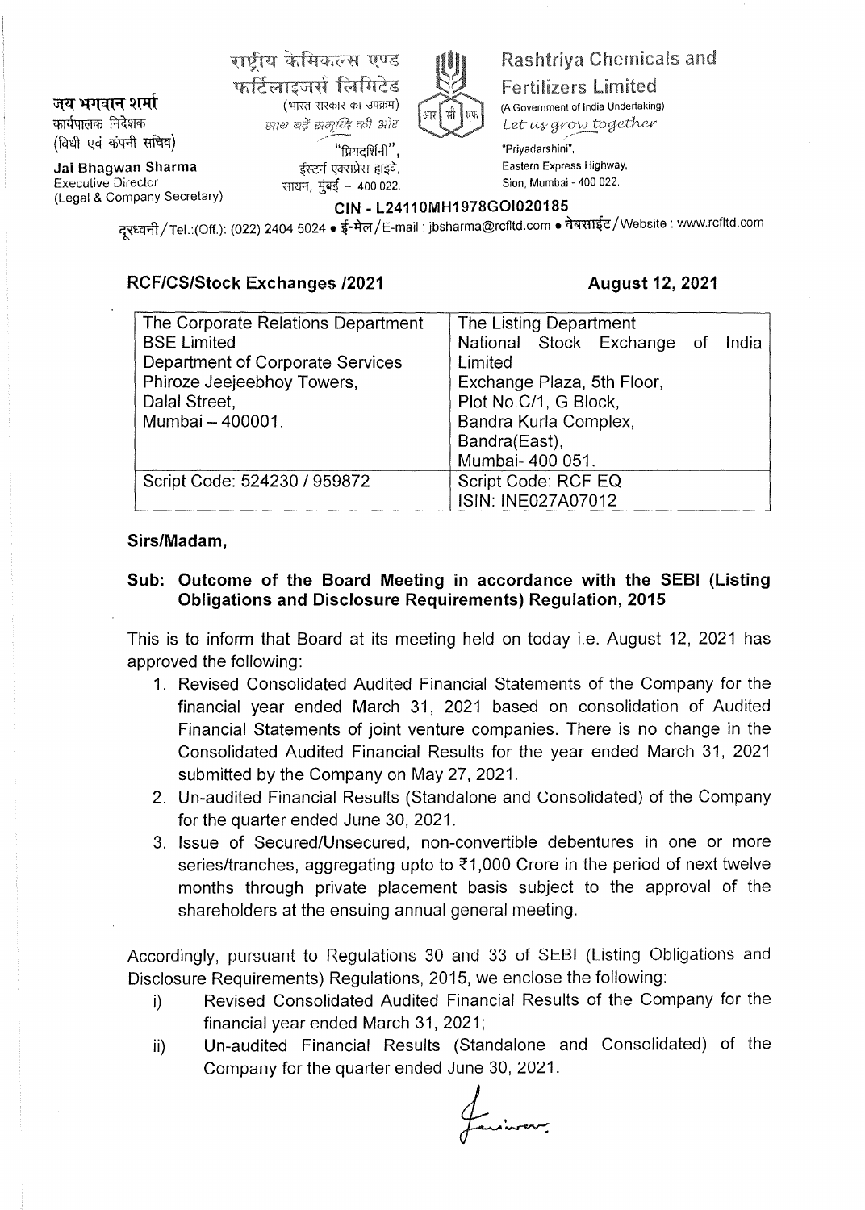जय भगवान शर्मा
कार्यपालक निदेशक
(विधी एवं कंपनी सचिव)

**Jai Bhagwan Sharma**
Executive Director
(Legal & Company Secretary)

राष्ट्रीय केमिकल्स एण्ड फर्टिलाइजर्स लिमिटेड
(भारत सरकार का उपक्रम)
साथ बढ़ें समृद्धि की ओर
"प्रियदर्शिनी",
ईस्टर्न एक्सप्रेस हाइवे,
सायन, मुंबई – 400 022.

**Rashtriya Chemicals and Fertilizers Limited**
(A Government of India Undertaking)
*Let us grow together*
"Priyadarshini",
Eastern Express Highway,
Sion, Mumbai - 400 022.

**CIN - L24110MH1978GOI020185**

दूरध्वनी/Tel.:(Off.): (022) 2404 5024 • ई-मेल/E-mail : jbsharma@rcfltd.com • वेबसाईट/Website : www.rcfltd.com

**RCF/CS/Stock Exchanges /2021** **August 12, 2021**

| The Corporate Relations Department<br>BSE Limited<br>Department of Corporate Services<br>Phiroze Jeejeebhoy Towers,<br>Dalal Street,<br>Mumbai – 400001. | The Listing Department<br>National Stock Exchange of India Limited<br>Exchange Plaza, 5th Floor,<br>Plot No.C/1, G Block,<br>Bandra Kurla Complex,<br>Bandra(East),<br>Mumbai- 400 051. |
|---|---|
| Script Code: 524230 / 959872 | Script Code: RCF EQ<br>ISIN: INE027A07012 |

**Sirs/Madam,**

**Sub: Outcome of the Board Meeting in accordance with the SEBI (Listing Obligations and Disclosure Requirements) Regulation, 2015**

This is to inform that Board at its meeting held on today i.e. August 12, 2021 has approved the following:

1. Revised Consolidated Audited Financial Statements of the Company for the financial year ended March 31, 2021 based on consolidation of Audited Financial Statements of joint venture companies. There is no change in the Consolidated Audited Financial Results for the year ended March 31, 2021 submitted by the Company on May 27, 2021.
2. Un-audited Financial Results (Standalone and Consolidated) of the Company for the quarter ended June 30, 2021.
3. Issue of Secured/Unsecured, non-convertible debentures in one or more series/tranches, aggregating upto to ₹1,000 Crore in the period of next twelve months through private placement basis subject to the approval of the shareholders at the ensuing annual general meeting.

Accordingly, pursuant to Regulations 30 and 33 of SEBI (Listing Obligations and Disclosure Requirements) Regulations, 2015, we enclose the following:

i) Revised Consolidated Audited Financial Results of the Company for the financial year ended March 31, 2021;
ii) Un-audited Financial Results (Standalone and Consolidated) of the Company for the quarter ended June 30, 2021.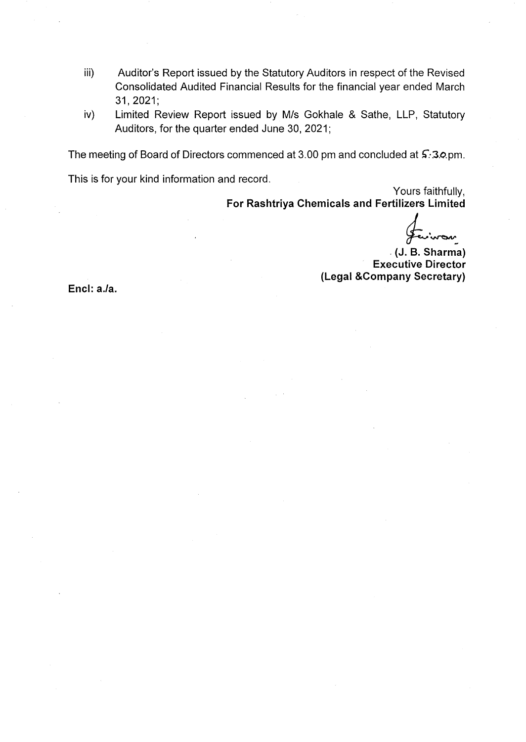iii) Auditor's Report issued by the Statutory Auditors in respect of the Revised Consolidated Audited Financial Results for the financial year ended March 31, 2021;

iv) Limited Review Report issued by M/s Gokhale & Sathe, LLP, Statutory Auditors, for the quarter ended June 30, 2021;

The meeting of Board of Directors commenced at 3.00 pm and concluded at 5:30 pm.

This is for your kind information and record.

Yours faithfully,

**For Rashtriya Chemicals and Fertilizers Limited**

**(J. B. Sharma)**
**Executive Director**
**(Legal &Company Secretary)**

**Encl: a./a.**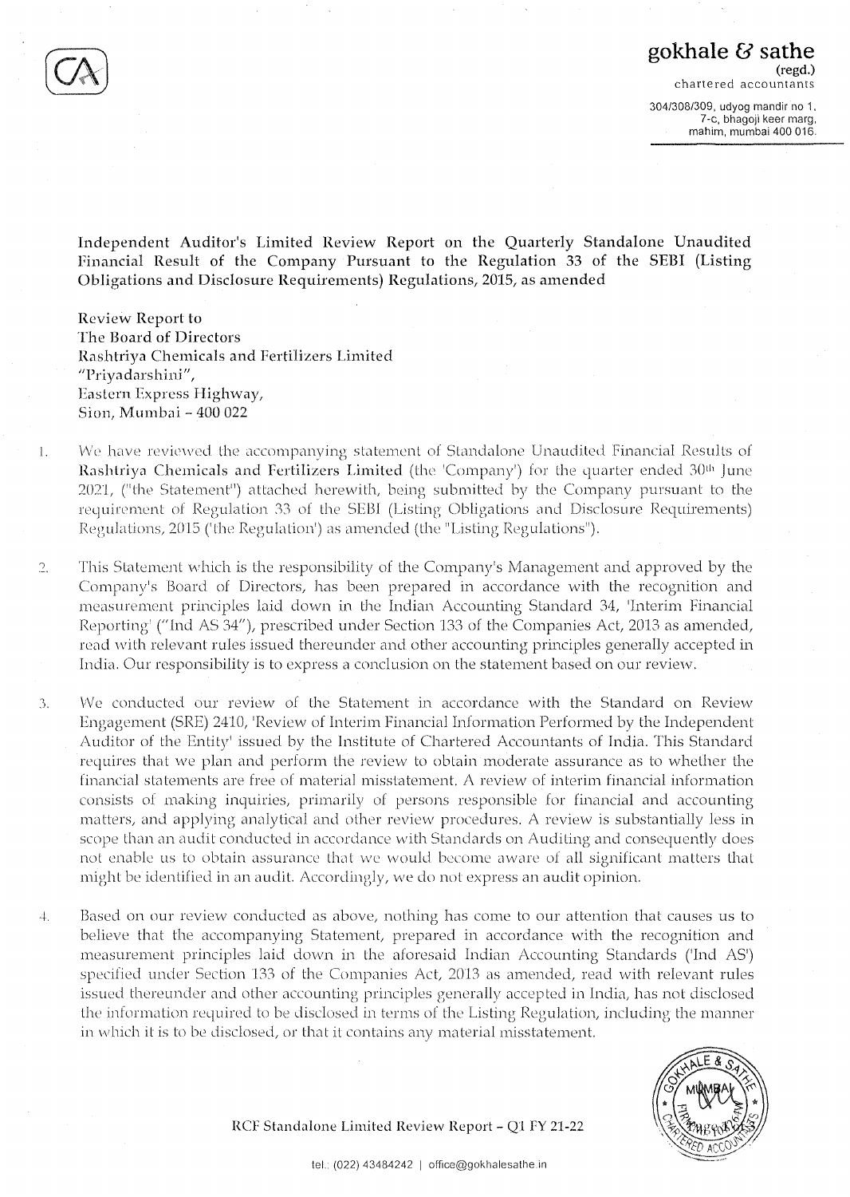**gokhale & sathe**
(regd.)
chartered accountants

304/308/309, udyog mandir no 1,
7-c, bhagoji keer marg,
mahim, mumbai 400 016.

# Independent Auditor's Limited Review Report on the Quarterly Standalone Unaudited Financial Result of the Company Pursuant to the Regulation 33 of the SEBI (Listing Obligations and Disclosure Requirements) Regulations, 2015, as amended

Review Report to
The Board of Directors
Rashtriya Chemicals and Fertilizers Limited
"Priyadarshini",
Eastern Express Highway,
Sion, Mumbai – 400 022

1. We have reviewed the accompanying statement of Standalone Unaudited Financial Results of **Rashtriya Chemicals and Fertilizers Limited** (the 'Company') for the quarter ended 30th June 2021, ("the Statement") attached herewith, being submitted by the Company pursuant to the requirement of Regulation 33 of the SEBI (Listing Obligations and Disclosure Requirements) Regulations, 2015 ('the Regulation') as amended (the "Listing Regulations").

2. This Statement which is the responsibility of the Company's Management and approved by the Company's Board of Directors, has been prepared in accordance with the recognition and measurement principles laid down in the Indian Accounting Standard 34, 'Interim Financial Reporting' ("Ind AS 34"), prescribed under Section 133 of the Companies Act, 2013 as amended, read with relevant rules issued thereunder and other accounting principles generally accepted in India. Our responsibility is to express a conclusion on the statement based on our review.

3. We conducted our review of the Statement in accordance with the Standard on Review Engagement (SRE) 2410, 'Review of Interim Financial Information Performed by the Independent Auditor of the Entity' issued by the Institute of Chartered Accountants of India. This Standard requires that we plan and perform the review to obtain moderate assurance as to whether the financial statements are free of material misstatement. A review of interim financial information consists of making inquiries, primarily of persons responsible for financial and accounting matters, and applying analytical and other review procedures. A review is substantially less in scope than an audit conducted in accordance with Standards on Auditing and consequently does not enable us to obtain assurance that we would become aware of all significant matters that might be identified in an audit. Accordingly, we do not express an audit opinion.

4. Based on our review conducted as above, nothing has come to our attention that causes us to believe that the accompanying Statement, prepared in accordance with the recognition and measurement principles laid down in the aforesaid Indian Accounting Standards ('Ind AS') specified under Section 133 of the Companies Act, 2013 as amended, read with relevant rules issued thereunder and other accounting principles generally accepted in India, has not disclosed the information required to be disclosed in terms of the Listing Regulation, including the manner in which it is to be disclosed, or that it contains any material misstatement.

RCF Standalone Limited Review Report – Q1 FY 21-22

tel.: (022) 43484242 | office@gokhalesathe.in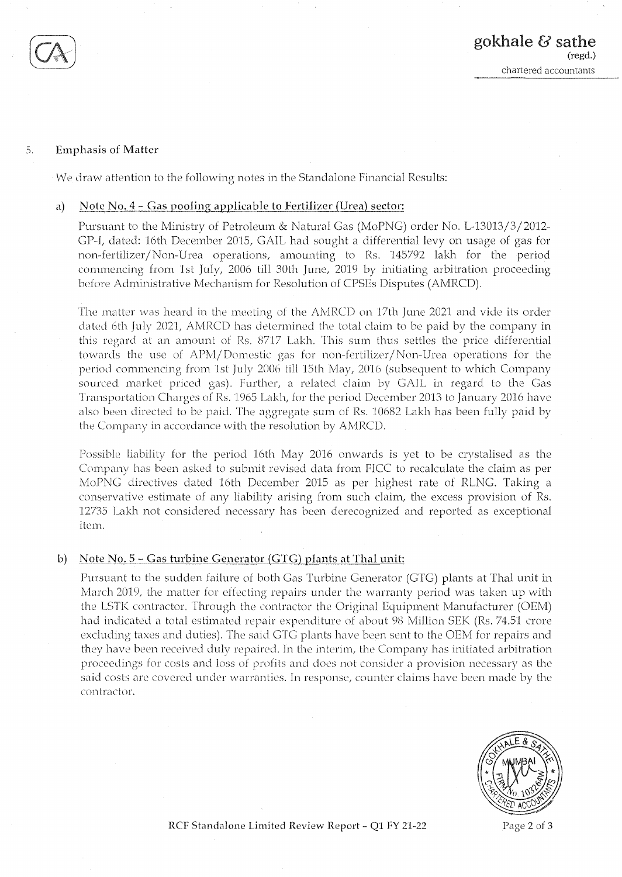5. **Emphasis of Matter**

We draw attention to the following notes in the Standalone Financial Results:

a) Note No. 4 - Gas pooling applicable to Fertilizer (Urea) sector:

Pursuant to the Ministry of Petroleum & Natural Gas (MoPNG) order No. L-13013/3/2012-GP-I, dated: 16th December 2015, GAIL had sought a differential levy on usage of gas for non-fertilizer/Non-Urea operations, amounting to Rs. 145792 lakh for the period commencing from 1st July, 2006 till 30th June, 2019 by initiating arbitration proceeding before Administrative Mechanism for Resolution of CPSEs Disputes (AMRCD).

The matter was heard in the meeting of the AMRCD on 17th June 2021 and vide its order dated 6th July 2021, AMRCD has determined the total claim to be paid by the company in this regard at an amount of Rs. 8717 Lakh. This sum thus settles the price differential towards the use of APM/Domestic gas for non-fertilizer/Non-Urea operations for the period commencing from 1st July 2006 till 15th May, 2016 (subsequent to which Company sourced market priced gas). Further, a related claim by GAIL in regard to the Gas Transportation Charges of Rs. 1965 Lakh, for the period December 2013 to January 2016 have also been directed to be paid. The aggregate sum of Rs. 10682 Lakh has been fully paid by the Company in accordance with the resolution by AMRCD.

Possible liability for the period 16th May 2016 onwards is yet to be crystalised as the Company has been asked to submit revised data from FICC to recalculate the claim as per MoPNG directives dated 16th December 2015 as per highest rate of RLNG. Taking a conservative estimate of any liability arising from such claim, the excess provision of Rs. 12735 Lakh not considered necessary has been derecognized and reported as exceptional item.

b) Note No. 5 - Gas turbine Generator (GTG) plants at Thal unit:

Pursuant to the sudden failure of both Gas Turbine Generator (GTG) plants at Thal unit in March 2019, the matter for effecting repairs under the warranty period was taken up with the LSTK contractor. Through the contractor the Original Equipment Manufacturer (OEM) had indicated a total estimated repair expenditure of about 98 Million SEK (Rs. 74.51 crore excluding taxes and duties). The said GTG plants have been sent to the OEM for repairs and they have been received duly repaired. In the interim, the Company has initiated arbitration proceedings for costs and loss of profits and does not consider a provision necessary as the said costs are covered under warranties. In response, counter claims have been made by the contractor.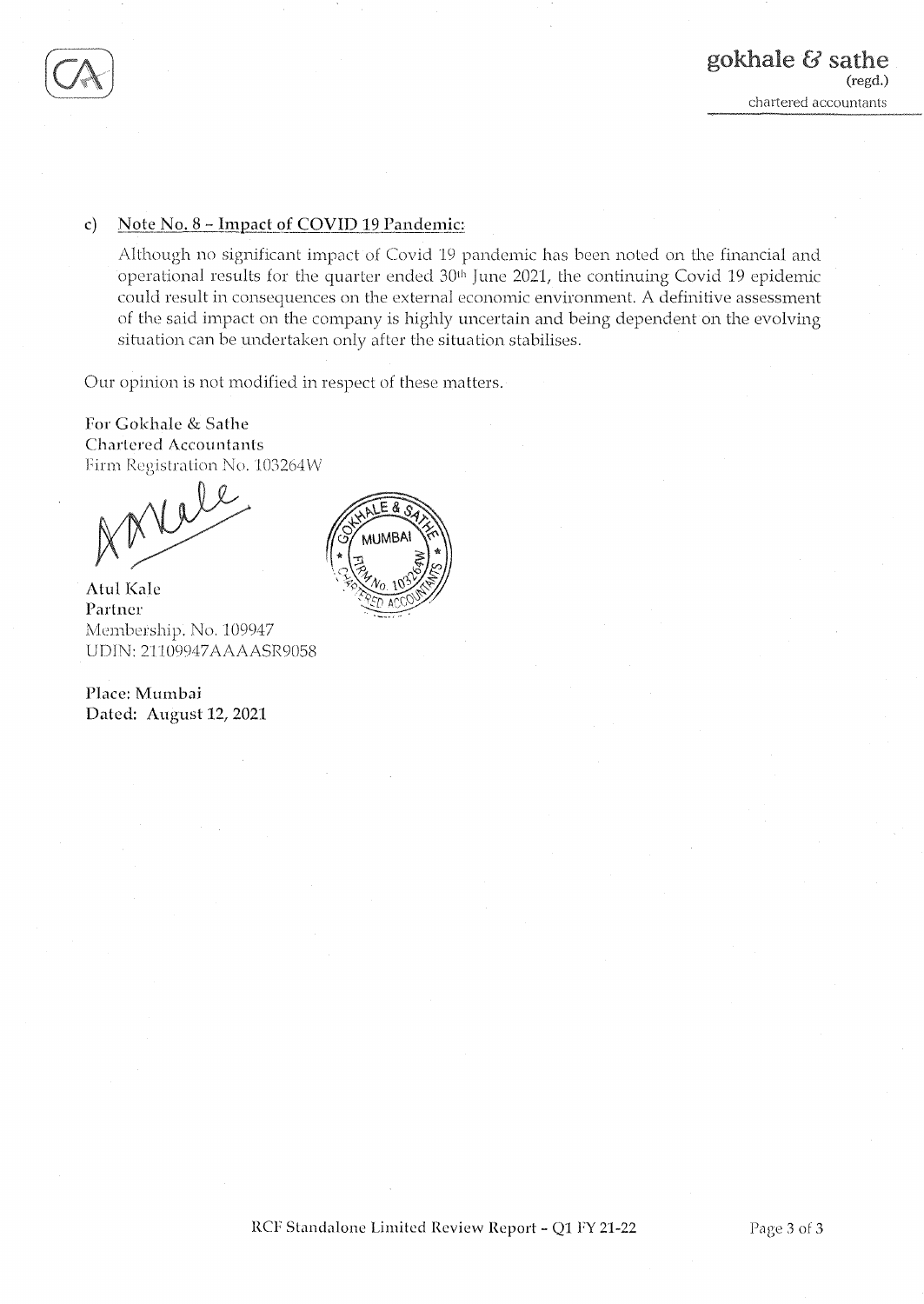c) **Note No. 8 – Impact of COVID 19 Pandemic:**

Although no significant impact of Covid 19 pandemic has been noted on the financial and operational results for the quarter ended 30th June 2021, the continuing Covid 19 epidemic could result in consequences on the external economic environment. A definitive assessment of the said impact on the company is highly uncertain and being dependent on the evolving situation can be undertaken only after the situation stabilises.

Our opinion is not modified in respect of these matters.

For Gokhale & Sathe
Chartered Accountants
Firm Registration No. 103264W

Atul Kale
Partner
Membership. No. 109947
UDIN: 21109947AAAASR9058

Place: Mumbai
Dated: August 12, 2021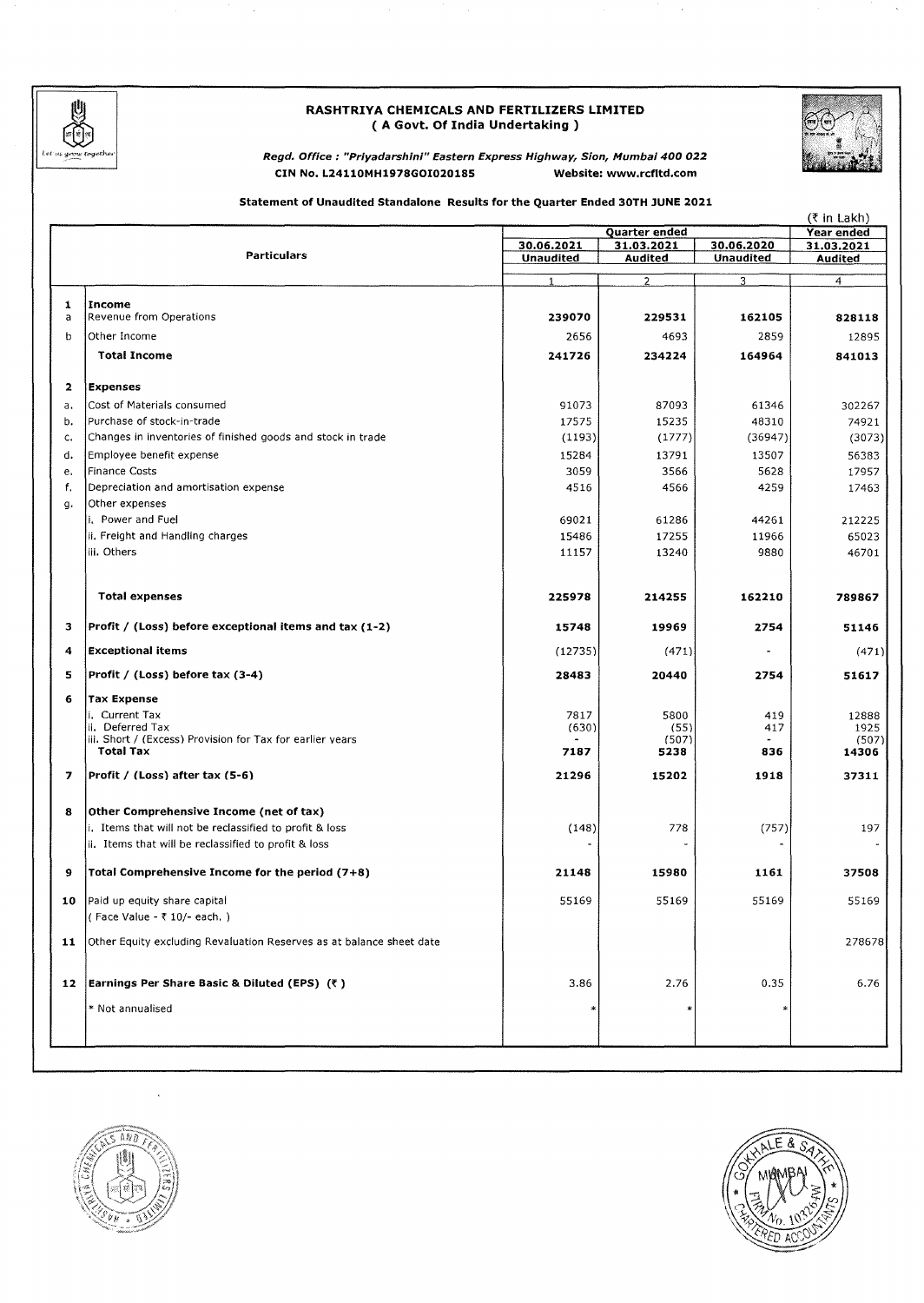# RASHTRIYA CHEMICALS AND FERTILIZERS LIMITED
**( A Govt. Of India Undertaking )**

*Regd. Office : "Priyadarshini" Eastern Express Highway, Sion, Mumbai 400 022*

**CIN No. L24110MH1978GOI020185** **Website: www.rcfltd.com**

**Statement of Unaudited Standalone Results for the Quarter Ended 30TH JUNE 2021**

(₹ in Lakh)

| | Particulars | Quarter ended | | | Year ended |
|---|---|---|---|---|---|
| | | 30.06.2021 Unaudited | 31.03.2021 Audited | 30.06.2020 Unaudited | 31.03.2021 Audited |
| | | 1 | 2 | 3 | 4 |
| **1** | **Income** | | | | |
| a | Revenue from Operations | **239070** | **229531** | **162105** | **828118** |
| b | Other Income | 2656 | 4693 | 2859 | 12895 |
| | **Total Income** | **241726** | **234224** | **164964** | **841013** |
| **2** | **Expenses** | | | | |
| a. | Cost of Materials consumed | 91073 | 87093 | 61346 | 302267 |
| b. | Purchase of stock-in-trade | 17575 | 15235 | 48310 | 74921 |
| c. | Changes in inventories of finished goods and stock in trade | (1193) | (1777) | (36947) | (3073) |
| d. | Employee benefit expense | 15284 | 13791 | 13507 | 56383 |
| e. | Finance Costs | 3059 | 3566 | 5628 | 17957 |
| f. | Depreciation and amortisation expense | 4516 | 4566 | 4259 | 17463 |
| g. | Other expenses | | | | |
| | i. Power and Fuel | 69021 | 61286 | 44261 | 212225 |
| | ii. Freight and Handling charges | 15486 | 17255 | 11966 | 65023 |
| | iii. Others | 11157 | 13240 | 9880 | 46701 |
| | **Total expenses** | **225978** | **214255** | **162210** | **789867** |
| **3** | **Profit / (Loss) before exceptional items and tax (1-2)** | **15748** | **19969** | **2754** | **51146** |
| **4** | **Exceptional items** | (12735) | (471) | - | (471) |
| **5** | **Profit / (Loss) before tax (3-4)** | **28483** | **20440** | **2754** | **51617** |
| **6** | **Tax Expense** | | | | |
| | i. Current Tax | 7817 | 5800 | 419 | 12888 |
| | ii. Deferred Tax | (630) | (55) | 417 | 1925 |
| | iii. Short / (Excess) Provision for Tax for earlier years | - | (507) | - | (507) |
| | **Total Tax** | **7187** | **5238** | **836** | **14306** |
| **7** | **Profit / (Loss) after tax (5-6)** | **21296** | **15202** | **1918** | **37311** |
| **8** | **Other Comprehensive Income (net of tax)** | | | | |
| | i. Items that will not be reclassified to profit & loss | (148) | 778 | (757) | 197 |
| | ii. Items that will be reclassified to profit & loss | - | - | - | - |
| **9** | **Total Comprehensive Income for the period (7+8)** | **21148** | **15980** | **1161** | **37508** |
| **10** | Paid up equity share capital ( Face Value - ₹ 10/- each. ) | 55169 | 55169 | 55169 | 55169 |
| **11** | Other Equity excluding Revaluation Reserves as at balance sheet date | | | | 278678 |
| **12** | **Earnings Per Share Basic & Diluted (EPS) (₹ )** | 3.86 | 2.76 | 0.35 | 6.76 |
| | * Not annualised | * | * | * | |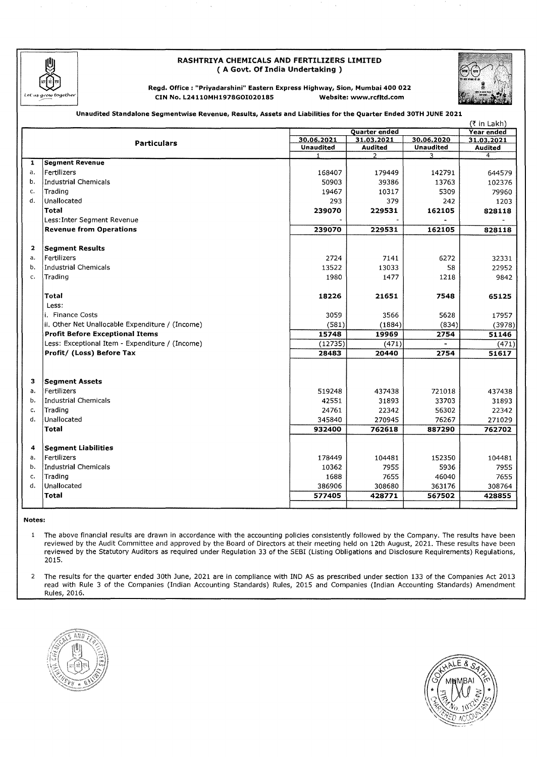# RASHTRIYA CHEMICALS AND FERTILIZERS LIMITED
## ( A Govt. Of India Undertaking )

**Regd. Office : "Priyadarshini" Eastern Express Highway, Sion, Mumbai 400 022**
**CIN No. L24110MH1978GOI020185 Website: www.rcfltd.com**

**Unaudited Standalone Segmentwise Revenue, Results, Assets and Liabilities for the Quarter Ended 30TH JUNE 2021**

(₹ in Lakh)

| | Particulars | Quarter ended | | | Year ended |
|---|---|---|---|---|---|
| | | 30.06.2021 Unaudited | 31.03.2021 Audited | 30.06.2020 Unaudited | 31.03.2021 Audited |
| | | 1 | 2 | 3 | 4 |
| **1** | **Segment Revenue** | | | | |
| a. | Fertilizers | 168407 | 179449 | 142791 | 644579 |
| b. | Industrial Chemicals | 50903 | 39386 | 13763 | 102376 |
| c. | Trading | 19467 | 10317 | 5309 | 79960 |
| d. | Unallocated | 293 | 379 | 242 | 1203 |
| | **Total** | **239070** | **229531** | **162105** | **828118** |
| | Less:Inter Segment Revenue | - | - | - | - |
| | **Revenue from Operations** | **239070** | **229531** | **162105** | **828118** |
| **2** | **Segment Results** | | | | |
| a. | Fertilizers | 2724 | 7141 | 6272 | 32331 |
| b. | Industrial Chemicals | 13522 | 13033 | 58 | 22952 |
| c. | Trading | 1980 | 1477 | 1218 | 9842 |
| | **Total** | **18226** | **21651** | **7548** | **65125** |
| | Less: | | | | |
| | i. Finance Costs | 3059 | 3566 | 5628 | 17957 |
| | ii. Other Net Unallocable Expenditure / (Income) | (581) | (1884) | (834) | (3978) |
| | **Profit Before Exceptional Items** | **15748** | **19969** | **2754** | **51146** |
| | Less: Exceptional Item - Expenditure / (Income) | (12735) | (471) | - | (471) |
| | **Profit/ (Loss) Before Tax** | **28483** | **20440** | **2754** | **51617** |
| **3** | **Segment Assets** | | | | |
| a. | Fertilizers | 519248 | 437438 | 721018 | 437438 |
| b. | Industrial Chemicals | 42551 | 31893 | 33703 | 31893 |
| c. | Trading | 24761 | 22342 | 56302 | 22342 |
| d. | Unallocated | 345840 | 270945 | 76267 | 271029 |
| | **Total** | **932400** | **762618** | **887290** | **762702** |
| **4** | **Segment Liabilities** | | | | |
| a. | Fertilizers | 178449 | 104481 | 152350 | 104481 |
| b. | Industrial Chemicals | 10362 | 7955 | 5936 | 7955 |
| c. | Trading | 1688 | 7655 | 46040 | 7655 |
| d. | Unallocated | 386906 | 308680 | 363176 | 308764 |
| | **Total** | **577405** | **428771** | **567502** | **428855** |

**Notes:**

1. The above financial results are drawn in accordance with the accounting policies consistently followed by the Company. The results have been reviewed by the Audit Committee and approved by the Board of Directors at their meeting held on 12th August, 2021. These results have been reviewed by the Statutory Auditors as required under Regulation 33 of the SEBI (Listing Obligations and Disclosure Requirements) Regulations, 2015.

2. The results for the quarter ended 30th June, 2021 are in compliance with IND AS as prescribed under section 133 of the Companies Act 2013 read with Rule 3 of the Companies (Indian Accounting Standards) Rules, 2015 and Companies (Indian Accounting Standards) Amendment Rules, 2016.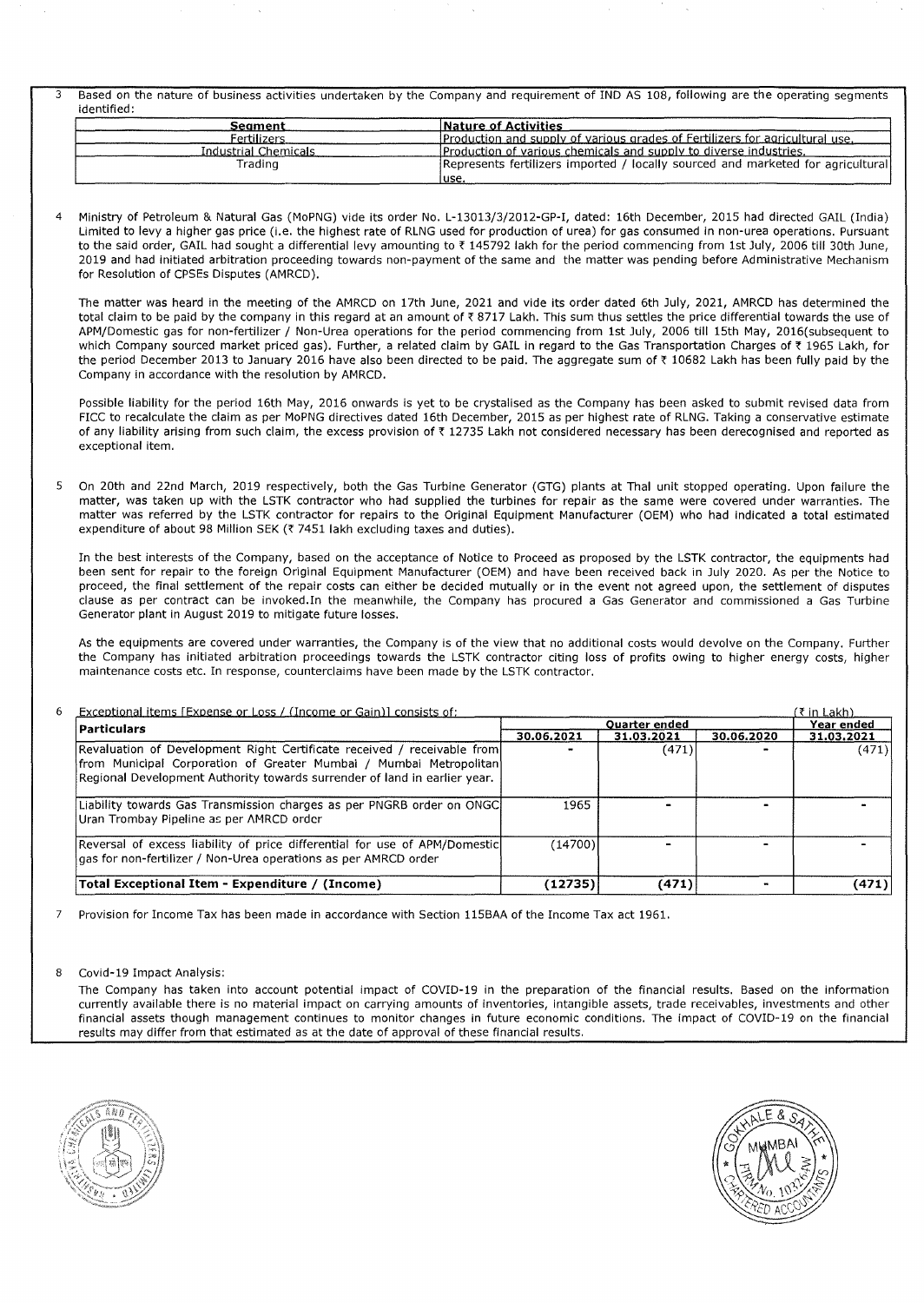3 Based on the nature of business activities undertaken by the Company and requirement of IND AS 108, following are the operating segments identified:

| Segment | Nature of Activities |
|---|---|
| Fertilizers | Production and supply of various grades of Fertilizers for agricultural use. |
| Industrial Chemicals | Production of various chemicals and supply to diverse industries. |
| Trading | Represents fertilizers imported / locally sourced and marketed for agricultural use. |

4 Ministry of Petroleum & Natural Gas (MoPNG) vide its order No. L-13013/3/2012-GP-I, dated: 16th December, 2015 had directed GAIL (India) Limited to levy a higher gas price (i.e. the highest rate of RLNG used for production of urea) for gas consumed in non-urea operations. Pursuant to the said order, GAIL had sought a differential levy amounting to ₹ 145792 lakh for the period commencing from 1st July, 2006 till 30th June, 2019 and had initiated arbitration proceeding towards non-payment of the same and the matter was pending before Administrative Mechanism for Resolution of CPSEs Disputes (AMRCD).

The matter was heard in the meeting of the AMRCD on 17th June, 2021 and vide its order dated 6th July, 2021, AMRCD has determined the total claim to be paid by the company in this regard at an amount of ₹ 8717 Lakh. This sum thus settles the price differential towards the use of APM/Domestic gas for non-fertilizer / Non-Urea operations for the period commencing from 1st July, 2006 till 15th May, 2016(subsequent to which Company sourced market priced gas). Further, a related claim by GAIL in regard to the Gas Transportation Charges of ₹ 1965 Lakh, for the period December 2013 to January 2016 have also been directed to be paid. The aggregate sum of ₹ 10682 Lakh has been fully paid by the Company in accordance with the resolution by AMRCD.

Possible liability for the period 16th May, 2016 onwards is yet to be crystalised as the Company has been asked to submit revised data from FICC to recalculate the claim as per MoPNG directives dated 16th December, 2015 as per highest rate of RLNG. Taking a conservative estimate of any liability arising from such claim, the excess provision of ₹ 12735 Lakh not considered necessary has been derecognised and reported as exceptional item.

5 On 20th and 22nd March, 2019 respectively, both the Gas Turbine Generator (GTG) plants at Thal unit stopped operating. Upon failure the matter, was taken up with the LSTK contractor who had supplied the turbines for repair as the same were covered under warranties. The matter was referred by the LSTK contractor for repairs to the Original Equipment Manufacturer (OEM) who had indicated a total estimated expenditure of about 98 Million SEK (₹ 7451 lakh excluding taxes and duties).

In the best interests of the Company, based on the acceptance of Notice to Proceed as proposed by the LSTK contractor, the equipments had been sent for repair to the foreign Original Equipment Manufacturer (OEM) and have been received back in July 2020. As per the Notice to proceed, the final settlement of the repair costs can either be decided mutually or in the event not agreed upon, the settlement of disputes clause as per contract can be invoked.In the meanwhile, the Company has procured a Gas Generator and commissioned a Gas Turbine Generator plant in August 2019 to mitigate future losses.

As the equipments are covered under warranties, the Company is of the view that no additional costs would devolve on the Company. Further the Company has initiated arbitration proceedings towards the LSTK contractor citing loss of profits owing to higher energy costs, higher maintenance costs etc. In response, counterclaims have been made by the LSTK contractor.

6 Exceptional items [Expense or Loss / (Income or Gain)] consists of: (₹ in Lakh)

| Particulars | Quarter ended | | | Year ended |
|---|---|---|---|---|
| | 30.06.2021 | 31.03.2021 | 30.06.2020 | 31.03.2021 |
| Revaluation of Development Right Certificate received / receivable from from Municipal Corporation of Greater Mumbai / Mumbai Metropolitan Regional Development Authority towards surrender of land in earlier year. | - | (471) | - | (471) |
| Liability towards Gas Transmission charges as per PNGRB order on ONGC Uran Trombay Pipeline as per AMRCD order | 1965 | - | - | - |
| Reversal of excess liability of price differential for use of APM/Domestic gas for non-fertilizer / Non-Urea operations as per AMRCD order | (14700) | - | - | - |
| **Total Exceptional Item - Expenditure / (Income)** | **(12735)** | **(471)** | **-** | **(471)** |

7 Provision for Income Tax has been made in accordance with Section 115BAA of the Income Tax act 1961.

8 Covid-19 Impact Analysis:

The Company has taken into account potential impact of COVID-19 in the preparation of the financial results. Based on the information currently available there is no material impact on carrying amounts of inventories, intangible assets, trade receivables, investments and other financial assets though management continues to monitor changes in future economic conditions. The impact of COVID-19 on the financial results may differ from that estimated as at the date of approval of these financial results.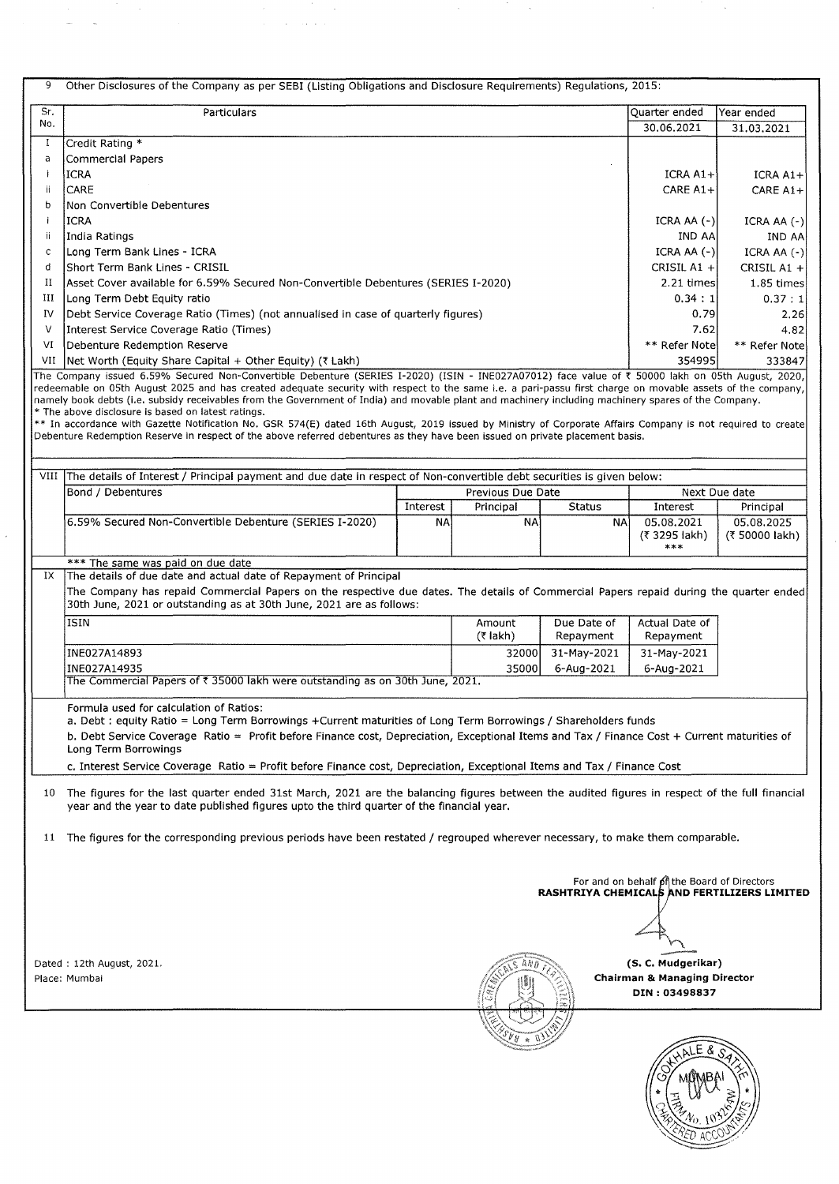9 Other Disclosures of the Company as per SEBI (Listing Obligations and Disclosure Requirements) Regulations, 2015:

| Sr. No. | Particulars | Quarter ended 30.06.2021 | Year ended 31.03.2021 |
|---|---|---|---|
| I | Credit Rating * | | |
| a | Commercial Papers | | |
| i | ICRA | ICRA A1+ | ICRA A1+ |
| ii | CARE | CARE A1+ | CARE A1+ |
| b | Non Convertible Debentures | | |
| i | ICRA | ICRA AA (-) | ICRA AA (-) |
| ii | India Ratings | IND AA | IND AA |
| c | Long Term Bank Lines - ICRA | ICRA AA (-) | ICRA AA (-) |
| d | Short Term Bank Lines - CRISIL | CRISIL A1 + | CRISIL A1 + |
| II | Asset Cover available for 6.59% Secured Non-Convertible Debentures (SERIES I-2020) | 2.21 times | 1.85 times |
| III | Long Term Debt Equity ratio | 0.34 : 1 | 0.37 : 1 |
| IV | Debt Service Coverage Ratio (Times) (not annualised in case of quarterly figures) | 0.79 | 2.26 |
| V | Interest Service Coverage Ratio (Times) | 7.62 | 4.82 |
| VI | Debenture Redemption Reserve | ** Refer Note | ** Refer Note |
| VII | Net Worth (Equity Share Capital + Other Equity) (₹ Lakh) | 354995 | 333847 |

The Company issued 6.59% Secured Non-Convertible Debenture (SERIES I-2020) (ISIN - INE027A07012) face value of ₹ 50000 lakh on 05th August, 2020, redeemable on 05th August 2025 and has created adequate security with respect to the same i.e. a pari-passu first charge on movable assets of the company, namely book debts (i.e. subsidy receivables from the Government of India) and movable plant and machinery including machinery spares of the Company.

\* The above disclosure is based on latest ratings.

** In accordance with Gazette Notification No. GSR 574(E) dated 16th August, 2019 issued by Ministry of Corporate Affairs Company is not required to create Debenture Redemption Reserve in respect of the above referred debentures as they have been issued on private placement basis.

VIII The details of Interest / Principal payment and due date in respect of Non-convertible debt securities is given below:

| Bond / Debentures | Previous Due Date | | | Next Due date | |
|---|---|---|---|---|---|
| | Interest | Principal | Status | Interest | Principal |
| 6.59% Secured Non-Convertible Debenture (SERIES I-2020) | NA | NA | NA | 05.08.2021 (₹ 3295 lakh) *** | 05.08.2025 (₹ 50000 lakh) |

*** The same was paid on due date

IX The details of due date and actual date of Repayment of Principal

The Company has repaid Commercial Papers on the respective due dates. The details of Commercial Papers repaid during the quarter ended 30th June, 2021 or outstanding as at 30th June, 2021 are as follows:

| ISIN | Amount (₹ lakh) | Due Date of Repayment | Actual Date of Repayment |
|---|---|---|---|
| INE027A14893 | 32000 | 31-May-2021 | 31-May-2021 |
| INE027A14935 | 35000 | 6-Aug-2021 | 6-Aug-2021 |

The Commercial Papers of ₹ 35000 lakh were outstanding as on 30th June, 2021.

Formula used for calculation of Ratios:

a. Debt : equity Ratio = Long Term Borrowings +Current maturities of Long Term Borrowings / Shareholders funds

b. Debt Service Coverage Ratio = Profit before Finance cost, Depreciation, Exceptional Items and Tax / Finance Cost + Current maturities of Long Term Borrowings

c. Interest Service Coverage Ratio = Profit before Finance cost, Depreciation, Exceptional Items and Tax / Finance Cost

10 The figures for the last quarter ended 31st March, 2021 are the balancing figures between the audited figures in respect of the full financial year and the year to date published figures upto the third quarter of the financial year.

11 The figures for the corresponding previous periods have been restated / regrouped wherever necessary, to make them comparable.

For and on behalf of the Board of Directors
**RASHTRIYA CHEMICALS AND FERTILIZERS LIMITED**

Dated : 12th August, 2021.
Place: Mumbai

**(S. C. Mudgerikar)**
**Chairman & Managing Director**
**DIN : 03498837**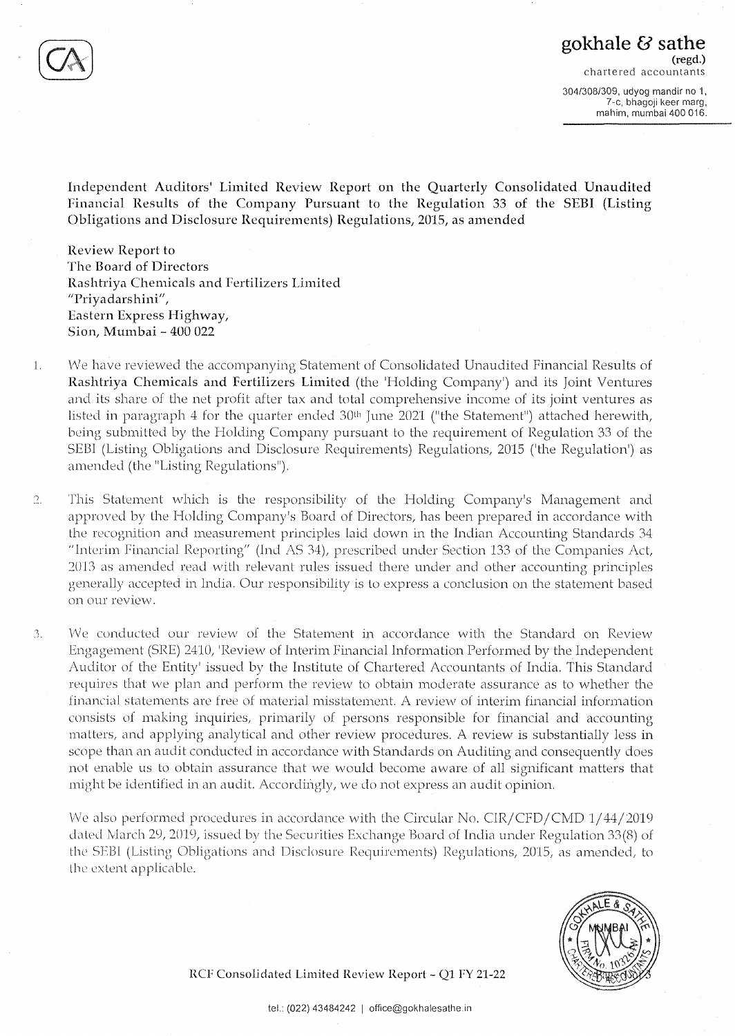**gokhale & sathe**
**(regd.)**
chartered accountants

304/308/309, udyog mandir no 1,
7-c, bhagoji keer marg,
mahim, mumbai 400 016.

## Independent Auditors' Limited Review Report on the Quarterly Consolidated Unaudited Financial Results of the Company Pursuant to the Regulation 33 of the SEBI (Listing Obligations and Disclosure Requirements) Regulations, 2015, as amended

Review Report to
The Board of Directors
Rashtriya Chemicals and Fertilizers Limited
"Priyadarshini",
Eastern Express Highway,
Sion, Mumbai - 400 022

1. We have reviewed the accompanying Statement of Consolidated Unaudited Financial Results of **Rashtriya Chemicals and Fertilizers Limited** (the 'Holding Company') and its Joint Ventures and its share of the net profit after tax and total comprehensive income of its joint ventures as listed in paragraph 4 for the quarter ended 30th June 2021 ("the Statement") attached herewith, being submitted by the Holding Company pursuant to the requirement of Regulation 33 of the SEBI (Listing Obligations and Disclosure Requirements) Regulations, 2015 ('the Regulation') as amended (the "Listing Regulations").

2. This Statement which is the responsibility of the Holding Company's Management and approved by the Holding Company's Board of Directors, has been prepared in accordance with the recognition and measurement principles laid down in the Indian Accounting Standards 34 "Interim Financial Reporting" (Ind AS 34), prescribed under Section 133 of the Companies Act, 2013 as amended read with relevant rules issued there under and other accounting principles generally accepted in India. Our responsibility is to express a conclusion on the statement based on our review.

3. We conducted our review of the Statement in accordance with the Standard on Review Engagement (SRE) 2410, 'Review of Interim Financial Information Performed by the Independent Auditor of the Entity' issued by the Institute of Chartered Accountants of India. This Standard requires that we plan and perform the review to obtain moderate assurance as to whether the financial statements are free of material misstatement. A review of interim financial information consists of making inquiries, primarily of persons responsible for financial and accounting matters, and applying analytical and other review procedures. A review is substantially less in scope than an audit conducted in accordance with Standards on Auditing and consequently does not enable us to obtain assurance that we would become aware of all significant matters that might be identified in an audit. Accordingly, we do not express an audit opinion.

   We also performed procedures in accordance with the Circular No. CIR/CFD/CMD 1/44/2019 dated March 29, 2019, issued by the Securities Exchange Board of India under Regulation 33(8) of the SEBI (Listing Obligations and Disclosure Requirements) Regulations, 2015, as amended, to the extent applicable.

RCF Consolidated Limited Review Report - Q1 FY 21-22

tel.: (022) 43484242 | office@gokhalesathe.in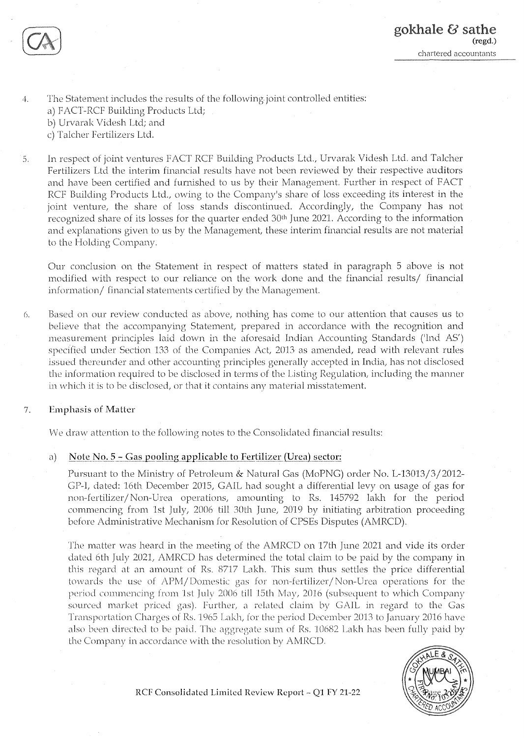4. The Statement includes the results of the following joint controlled entities:
   a) FACT-RCF Building Products Ltd;
   b) Urvarak Videsh Ltd; and
   c) Talcher Fertilizers Ltd.

5. In respect of joint ventures FACT RCF Building Products Ltd., Urvarak Videsh Ltd. and Talcher Fertilizers Ltd the interim financial results have not been reviewed by their respective auditors and have been certified and furnished to us by their Management. Further in respect of FACT RCF Building Products Ltd., owing to the Company's share of loss exceeding its interest in the joint venture, the share of loss stands discontinued. Accordingly, the Company has not recognized share of its losses for the quarter ended 30th June 2021. According to the information and explanations given to us by the Management, these interim financial results are not material to the Holding Company.

   Our conclusion on the Statement in respect of matters stated in paragraph 5 above is not modified with respect to our reliance on the work done and the financial results/ financial information/ financial statements certified by the Management.

6. Based on our review conducted as above, nothing has come to our attention that causes us to believe that the accompanying Statement, prepared in accordance with the recognition and measurement principles laid down in the aforesaid Indian Accounting Standards ('Ind AS') specified under Section 133 of the Companies Act, 2013 as amended, read with relevant rules issued thereunder and other accounting principles generally accepted in India, has not disclosed the information required to be disclosed in terms of the Listing Regulation, including the manner in which it is to be disclosed, or that it contains any material misstatement.

7. **Emphasis of Matter**

   We draw attention to the following notes to the Consolidated financial results:

   a) **Note No. 5 – Gas pooling applicable to Fertilizer (Urea) sector:**

   Pursuant to the Ministry of Petroleum & Natural Gas (MoPNG) order No. L-13013/3/2012-GP-I, dated: 16th December 2015, GAIL had sought a differential levy on usage of gas for non-fertilizer/Non-Urea operations, amounting to Rs. 145792 lakh for the period commencing from 1st July, 2006 till 30th June, 2019 by initiating arbitration proceeding before Administrative Mechanism for Resolution of CPSEs Disputes (AMRCD).

   The matter was heard in the meeting of the AMRCD on 17th June 2021 and vide its order dated 6th July 2021, AMRCD has determined the total claim to be paid by the company in this regard at an amount of Rs. 8717 Lakh. This sum thus settles the price differential towards the use of APM/Domestic gas for non-fertilizer/Non-Urea operations for the period commencing from 1st July 2006 till 15th May, 2016 (subsequent to which Company sourced market priced gas). Further, a related claim by GAIL in regard to the Gas Transportation Charges of Rs. 1965 Lakh, for the period December 2013 to January 2016 have also been directed to be paid. The aggregate sum of Rs. 10682 Lakh has been fully paid by the Company in accordance with the resolution by AMRCD.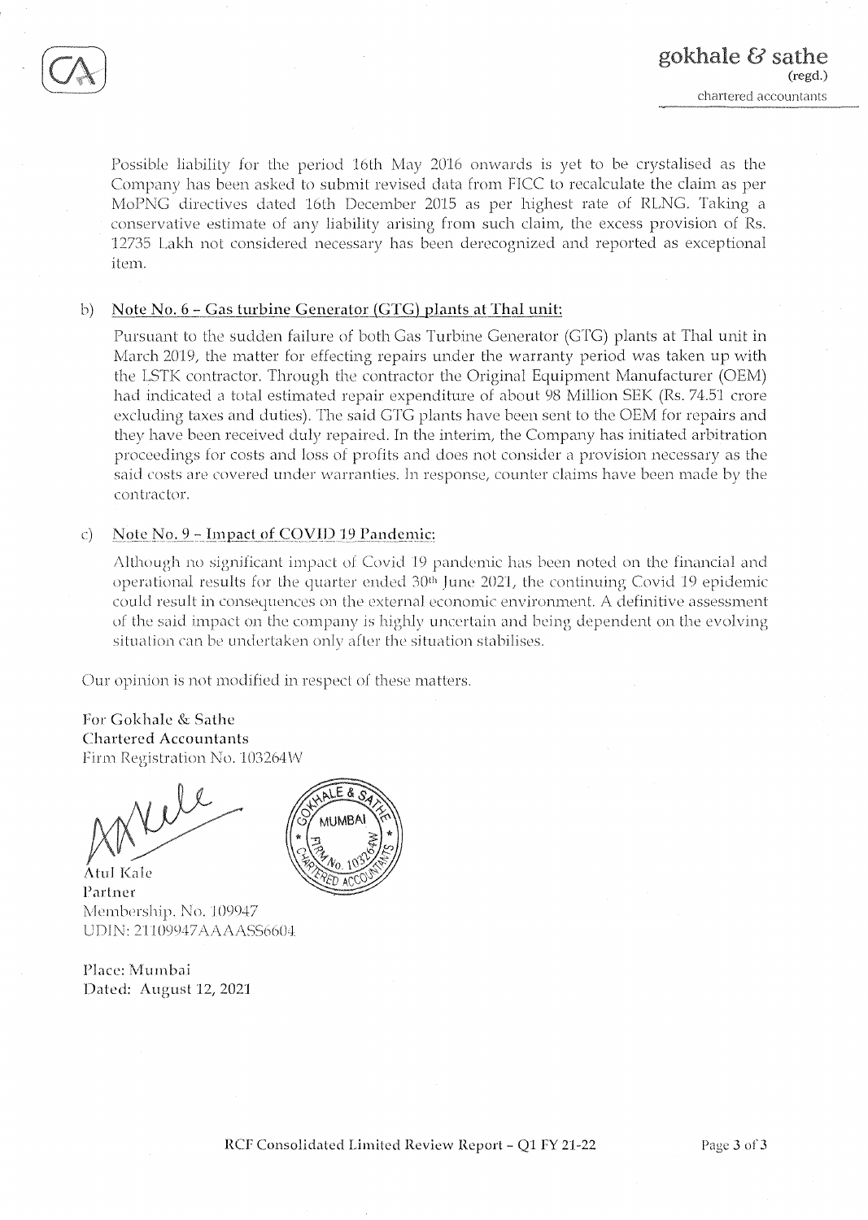Possible liability for the period 16th May 2016 onwards is yet to be crystalised as the Company has been asked to submit revised data from FICC to recalculate the claim as per MoPNG directives dated 16th December 2015 as per highest rate of RLNG. Taking a conservative estimate of any liability arising from such claim, the excess provision of Rs. 12735 Lakh not considered necessary has been derecognized and reported as exceptional item.

b) **Note No. 6 – Gas turbine Generator (GTG) plants at Thal unit:**

Pursuant to the sudden failure of both Gas Turbine Generator (GTG) plants at Thal unit in March 2019, the matter for effecting repairs under the warranty period was taken up with the LSTK contractor. Through the contractor the Original Equipment Manufacturer (OEM) had indicated a total estimated repair expenditure of about 98 Million SEK (Rs. 74.51 crore excluding taxes and duties). The said GTG plants have been sent to the OEM for repairs and they have been received duly repaired. In the interim, the Company has initiated arbitration proceedings for costs and loss of profits and does not consider a provision necessary as the said costs are covered under warranties. In response, counter claims have been made by the contractor.

c) **Note No. 9 – Impact of COVID 19 Pandemic:**

Although no significant impact of Covid 19 pandemic has been noted on the financial and operational results for the quarter ended 30th June 2021, the continuing Covid 19 epidemic could result in consequences on the external economic environment. A definitive assessment of the said impact on the company is highly uncertain and being dependent on the evolving situation can be undertaken only after the situation stabilises.

Our opinion is not modified in respect of these matters.

For Gokhale & Sathe
Chartered Accountants
Firm Registration No. 103264W

Atul Kale
Partner
Membership. No. 109947
UDIN: 21109947AAAASS6604

Place: Mumbai
Dated: August 12, 2021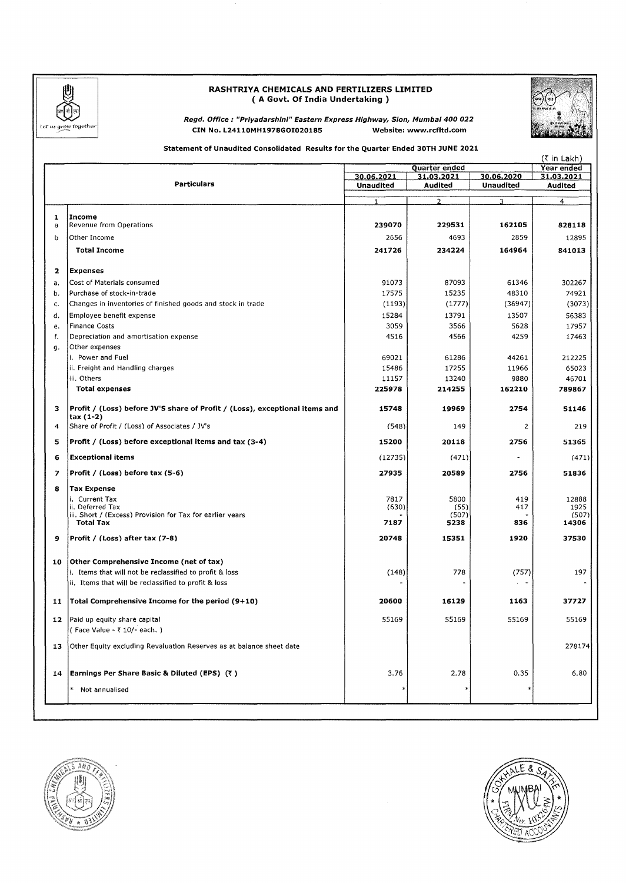# RASHTRIYA CHEMICALS AND FERTILIZERS LIMITED
## ( A Govt. Of India Undertaking )

*Regd. Office : "Priyadarshini" Eastern Express Highway, Sion, Mumbai 400 022*
**CIN No. L24110MH1978GOI020185** **Website: www.rcfltd.com**

### Statement of Unaudited Consolidated Results for the Quarter Ended 30TH JUNE 2021

(₹ in Lakh)

| | Particulars | Quarter ended | | | Year ended |
|---|---|---|---|---|---|
| | | 30.06.2021 | 31.03.2021 | 30.06.2020 | 31.03.2021 |
| | | Unaudited | Audited | Unaudited | Audited |
| | | 1 | 2 | 3 | 4 |
| 1 | **Income** | | | | |
| a | Revenue from Operations | **239070** | **229531** | **162105** | **828118** |
| b | Other Income | 2656 | 4693 | 2859 | 12895 |
| | **Total Income** | **241726** | **234224** | **164964** | **841013** |
| 2 | **Expenses** | | | | |
| a. | Cost of Materials consumed | 91073 | 87093 | 61346 | 302267 |
| b. | Purchase of stock-in-trade | 17575 | 15235 | 48310 | 74921 |
| c. | Changes in inventories of finished goods and stock in trade | (1193) | (1777) | (36947) | (3073) |
| d. | Employee benefit expense | 15284 | 13791 | 13507 | 56383 |
| e. | Finance Costs | 3059 | 3566 | 5628 | 17957 |
| f. | Depreciation and amortisation expense | 4516 | 4566 | 4259 | 17463 |
| g. | Other expenses | | | | |
| | i. Power and Fuel | 69021 | 61286 | 44261 | 212225 |
| | ii. Freight and Handling charges | 15486 | 17255 | 11966 | 65023 |
| | iii. Others | 11157 | 13240 | 9880 | 46701 |
| | **Total expenses** | **225978** | **214255** | **162210** | **789867** |
| 3 | **Profit / (Loss) before JV'S share of Profit / (Loss), exceptional items and tax (1-2)** | **15748** | **19969** | **2754** | **51146** |
| 4 | Share of Profit / (Loss) of Associates / JV's | (548) | 149 | 2 | 219 |
| 5 | **Profit / (Loss) before exceptional items and tax (3-4)** | **15200** | **20118** | **2756** | **51365** |
| 6 | **Exceptional items** | (12735) | (471) | - | (471) |
| 7 | **Profit / (Loss) before tax (5-6)** | **27935** | **20589** | **2756** | **51836** |
| 8 | **Tax Expense** | | | | |
| | i. Current Tax | 7817 | 5800 | 419 | 12888 |
| | ii. Deferred Tax | (630) | (55) | 417 | 1925 |
| | iii. Short / (Excess) Provision for Tax for earlier years | - | (507) | - | (507) |
| | **Total Tax** | **7187** | **5238** | **836** | **14306** |
| 9 | **Profit / (Loss) after tax (7-8)** | **20748** | **15351** | **1920** | **37530** |
| 10 | **Other Comprehensive Income (net of tax)** | | | | |
| | i. Items that will not be reclassified to profit & loss | (148) | 778 | (757) | 197 |
| | ii. Items that will be reclassified to profit & loss | - | - | - | - |
| 11 | **Total Comprehensive Income for the period (9+10)** | **20600** | **16129** | **1163** | **37727** |
| 12 | Paid up equity share capital ( Face Value - ₹ 10/- each. ) | 55169 | 55169 | 55169 | 55169 |
| 13 | Other Equity excluding Revaluation Reserves as at balance sheet date | | | | 278174 |
| 14 | **Earnings Per Share Basic & Diluted (EPS) (₹ )** | 3.76 | 2.78 | 0.35 | 6.80 |
| | * Not annualised | * | * | * | |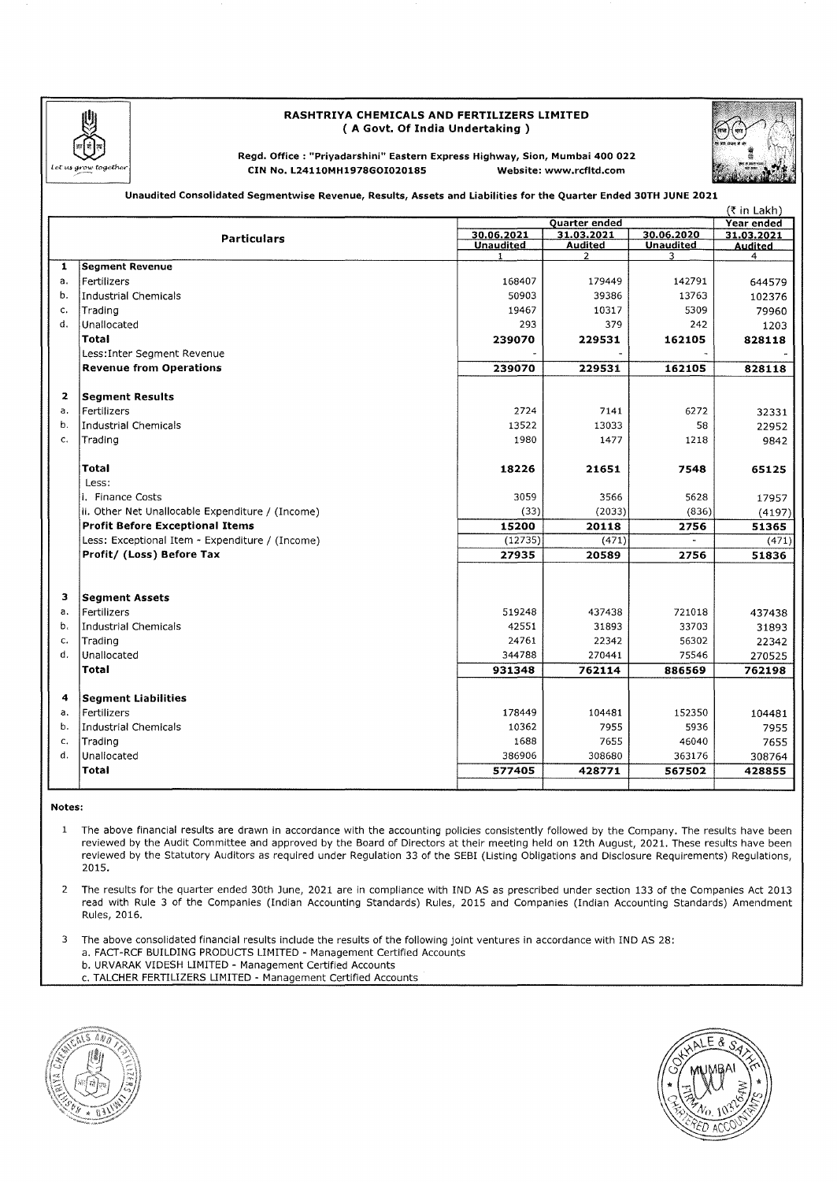# RASHTRIYA CHEMICALS AND FERTILIZERS LIMITED
## ( A Govt. Of India Undertaking )

Regd. Office : "Priyadarshini" Eastern Express Highway, Sion, Mumbai 400 022

CIN No. L24110MH1978GOI020185 Website: www.rcfltd.com

**Unaudited Consolidated Segmentwise Revenue, Results, Assets and Liabilities for the Quarter Ended 30TH JUNE 2021**

(₹ in Lakh)

| | Particulars | Quarter ended | | | Year ended |
|---|---|---|---|---|---|
| | | 30.06.2021 Unaudited | 31.03.2021 Audited | 30.06.2020 Unaudited | 31.03.2021 Audited |
| | | 1 | 2 | 3 | 4 |
| **1** | **Segment Revenue** | | | | |
| a. | Fertilizers | 168407 | 179449 | 142791 | 644579 |
| b. | Industrial Chemicals | 50903 | 39386 | 13763 | 102376 |
| c. | Trading | 19467 | 10317 | 5309 | 79960 |
| d. | Unallocated | 293 | 379 | 242 | 1203 |
| | **Total** | **239070** | **229531** | **162105** | **828118** |
| | Less:Inter Segment Revenue | - | - | - | - |
| | **Revenue from Operations** | **239070** | **229531** | **162105** | **828118** |
| **2** | **Segment Results** | | | | |
| a. | Fertilizers | 2724 | 7141 | 6272 | 32331 |
| b. | Industrial Chemicals | 13522 | 13033 | 58 | 22952 |
| c. | Trading | 1980 | 1477 | 1218 | 9842 |
| | **Total** | **18226** | **21651** | **7548** | **65125** |
| | Less: | | | | |
| | i. Finance Costs | 3059 | 3566 | 5628 | 17957 |
| | ii. Other Net Unallocable Expenditure / (Income) | (33) | (2033) | (836) | (4197) |
| | **Profit Before Exceptional Items** | **15200** | **20118** | **2756** | **51365** |
| | Less: Exceptional Item - Expenditure / (Income) | (12735) | (471) | - | (471) |
| | **Profit/ (Loss) Before Tax** | **27935** | **20589** | **2756** | **51836** |
| **3** | **Segment Assets** | | | | |
| a. | Fertilizers | 519248 | 437438 | 721018 | 437438 |
| b. | Industrial Chemicals | 42551 | 31893 | 33703 | 31893 |
| c. | Trading | 24761 | 22342 | 56302 | 22342 |
| d. | Unallocated | 344788 | 270441 | 75546 | 270525 |
| | **Total** | **931348** | **762114** | **886569** | **762198** |
| **4** | **Segment Liabilities** | | | | |
| a. | Fertilizers | 178449 | 104481 | 152350 | 104481 |
| b. | Industrial Chemicals | 10362 | 7955 | 5936 | 7955 |
| c. | Trading | 1688 | 7655 | 46040 | 7655 |
| d. | Unallocated | 386906 | 308680 | 363176 | 308764 |
| | **Total** | **577405** | **428771** | **567502** | **428855** |

**Notes:**

1. The above financial results are drawn in accordance with the accounting policies consistently followed by the Company. The results have been reviewed by the Audit Committee and approved by the Board of Directors at their meeting held on 12th August, 2021. These results have been reviewed by the Statutory Auditors as required under Regulation 33 of the SEBI (Listing Obligations and Disclosure Requirements) Regulations, 2015.

2. The results for the quarter ended 30th June, 2021 are in compliance with IND AS as prescribed under section 133 of the Companies Act 2013 read with Rule 3 of the Companies (Indian Accounting Standards) Rules, 2015 and Companies (Indian Accounting Standards) Amendment Rules, 2016.

3. The above consolidated financial results include the results of the following joint ventures in accordance with IND AS 28:
   a. FACT-RCF BUILDING PRODUCTS LIMITED - Management Certified Accounts
   b. URVARAK VIDESH LIMITED - Management Certified Accounts
   c. TALCHER FERTILIZERS LIMITED - Management Certified Accounts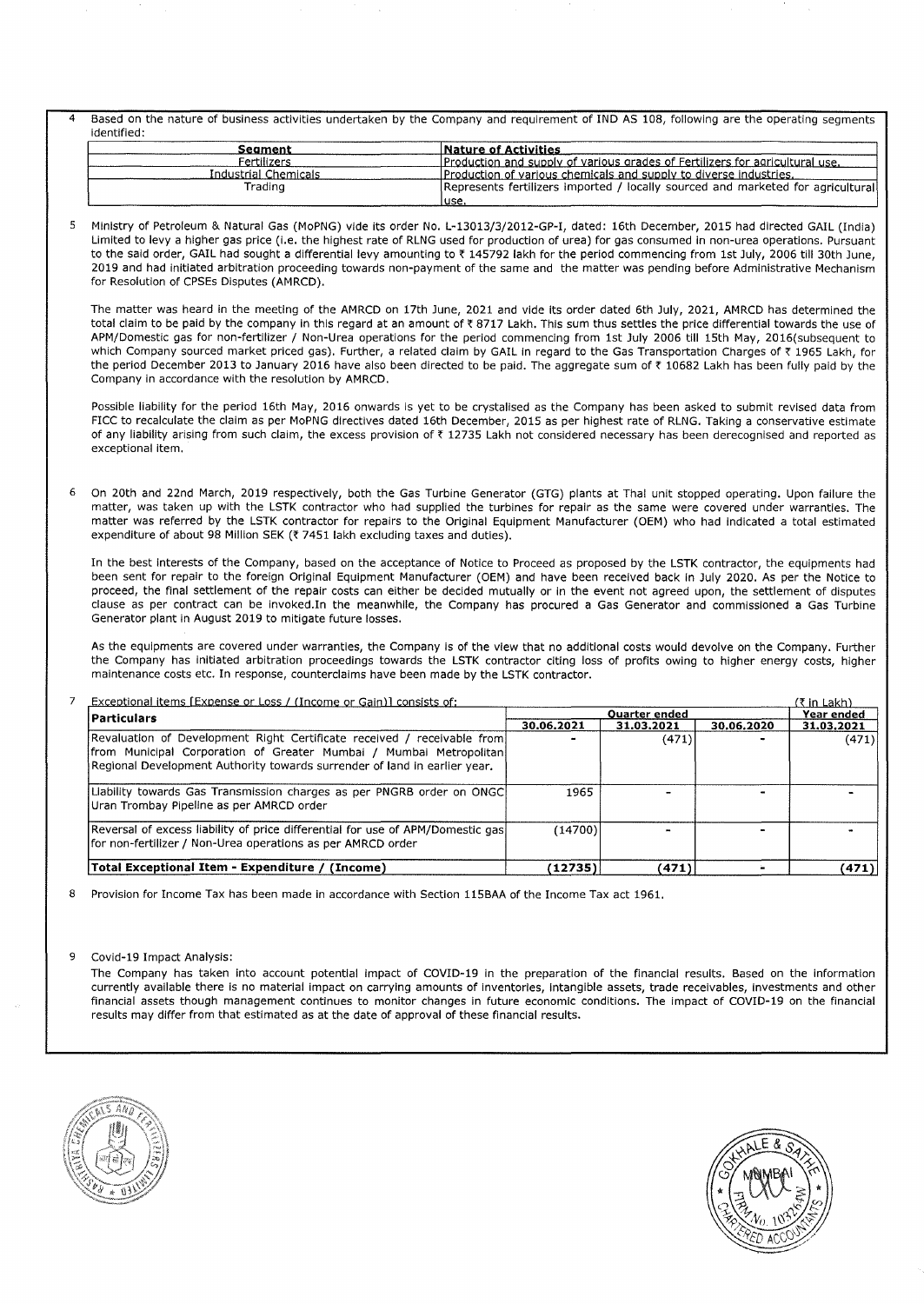4 Based on the nature of business activities undertaken by the Company and requirement of IND AS 108, following are the operating segments identified:

| Segment | Nature of Activities |
|---|---|
| Fertilizers | Production and supply of various grades of Fertilizers for agricultural use. |
| Industrial Chemicals | Production of various chemicals and supply to diverse industries. |
| Trading | Represents fertilizers imported / locally sourced and marketed for agricultural use. |

5 Ministry of Petroleum & Natural Gas (MoPNG) vide its order No. L-13013/3/2012-GP-I, dated: 16th December, 2015 had directed GAIL (India) Limited to levy a higher gas price (i.e. the highest rate of RLNG used for production of urea) for gas consumed in non-urea operations. Pursuant to the said order, GAIL had sought a differential levy amounting to ₹ 145792 lakh for the period commencing from 1st July, 2006 till 30th June, 2019 and had initiated arbitration proceeding towards non-payment of the same and the matter was pending before Administrative Mechanism for Resolution of CPSEs Disputes (AMRCD).

The matter was heard in the meeting of the AMRCD on 17th June, 2021 and vide its order dated 6th July, 2021, AMRCD has determined the total claim to be paid by the company in this regard at an amount of ₹ 8717 Lakh. This sum thus settles the price differential towards the use of APM/Domestic gas for non-fertilizer / Non-Urea operations for the period commencing from 1st July 2006 till 15th May, 2016(subsequent to which Company sourced market priced gas). Further, a related claim by GAIL in regard to the Gas Transportation Charges of ₹ 1965 Lakh, for the period December 2013 to January 2016 have also been directed to be paid. The aggregate sum of ₹ 10682 Lakh has been fully paid by the Company in accordance with the resolution by AMRCD.

Possible liability for the period 16th May, 2016 onwards is yet to be crystalised as the Company has been asked to submit revised data from FICC to recalculate the claim as per MoPNG directives dated 16th December, 2015 as per highest rate of RLNG. Taking a conservative estimate of any liability arising from such claim, the excess provision of ₹ 12735 Lakh not considered necessary has been derecognised and reported as exceptional item.

6 On 20th and 22nd March, 2019 respectively, both the Gas Turbine Generator (GTG) plants at Thal unit stopped operating. Upon failure the matter, was taken up with the LSTK contractor who had supplied the turbines for repair as the same were covered under warranties. The matter was referred by the LSTK contractor for repairs to the Original Equipment Manufacturer (OEM) who had indicated a total estimated expenditure of about 98 Million SEK (₹ 7451 lakh excluding taxes and duties).

In the best interests of the Company, based on the acceptance of Notice to Proceed as proposed by the LSTK contractor, the equipments had been sent for repair to the foreign Original Equipment Manufacturer (OEM) and have been received back in July 2020. As per the Notice to proceed, the final settlement of the repair costs can either be decided mutually or in the event not agreed upon, the settlement of disputes clause as per contract can be invoked.In the meanwhile, the Company has procured a Gas Generator and commissioned a Gas Turbine Generator plant in August 2019 to mitigate future losses.

As the equipments are covered under warranties, the Company is of the view that no additional costs would devolve on the Company. Further the Company has initiated arbitration proceedings towards the LSTK contractor citing loss of profits owing to higher energy costs, higher maintenance costs etc. In response, counterclaims have been made by the LSTK contractor.

7 Exceptional items [Expense or Loss / (Income or Gain)] consists of: (₹ in Lakh)

| Particulars | Quarter ended | | | Year ended |
|---|---|---|---|---|
| | 30.06.2021 | 31.03.2021 | 30.06.2020 | 31.03.2021 |
| Revaluation of Development Right Certificate received / receivable from Municipal Corporation of Greater Mumbai / Mumbai Metropolitan Regional Development Authority towards surrender of land in earlier year. | - | (471) | - | (471) |
| Liability towards Gas Transmission charges as per PNGRB order on ONGC Uran Trombay Pipeline as per AMRCD order | 1965 | - | - | - |
| Reversal of excess liability of price differential for use of APM/Domestic gas for non-fertilizer / Non-Urea operations as per AMRCD order | (14700) | - | - | - |
| **Total Exceptional Item - Expenditure / (Income)** | **(12735)** | **(471)** | **-** | **(471)** |

8 Provision for Income Tax has been made in accordance with Section 115BAA of the Income Tax act 1961.

9 Covid-19 Impact Analysis:

The Company has taken into account potential impact of COVID-19 in the preparation of the financial results. Based on the information currently available there is no material impact on carrying amounts of inventories, intangible assets, trade receivables, investments and other financial assets though management continues to monitor changes in future economic conditions. The impact of COVID-19 on the financial results may differ from that estimated as at the date of approval of these financial results.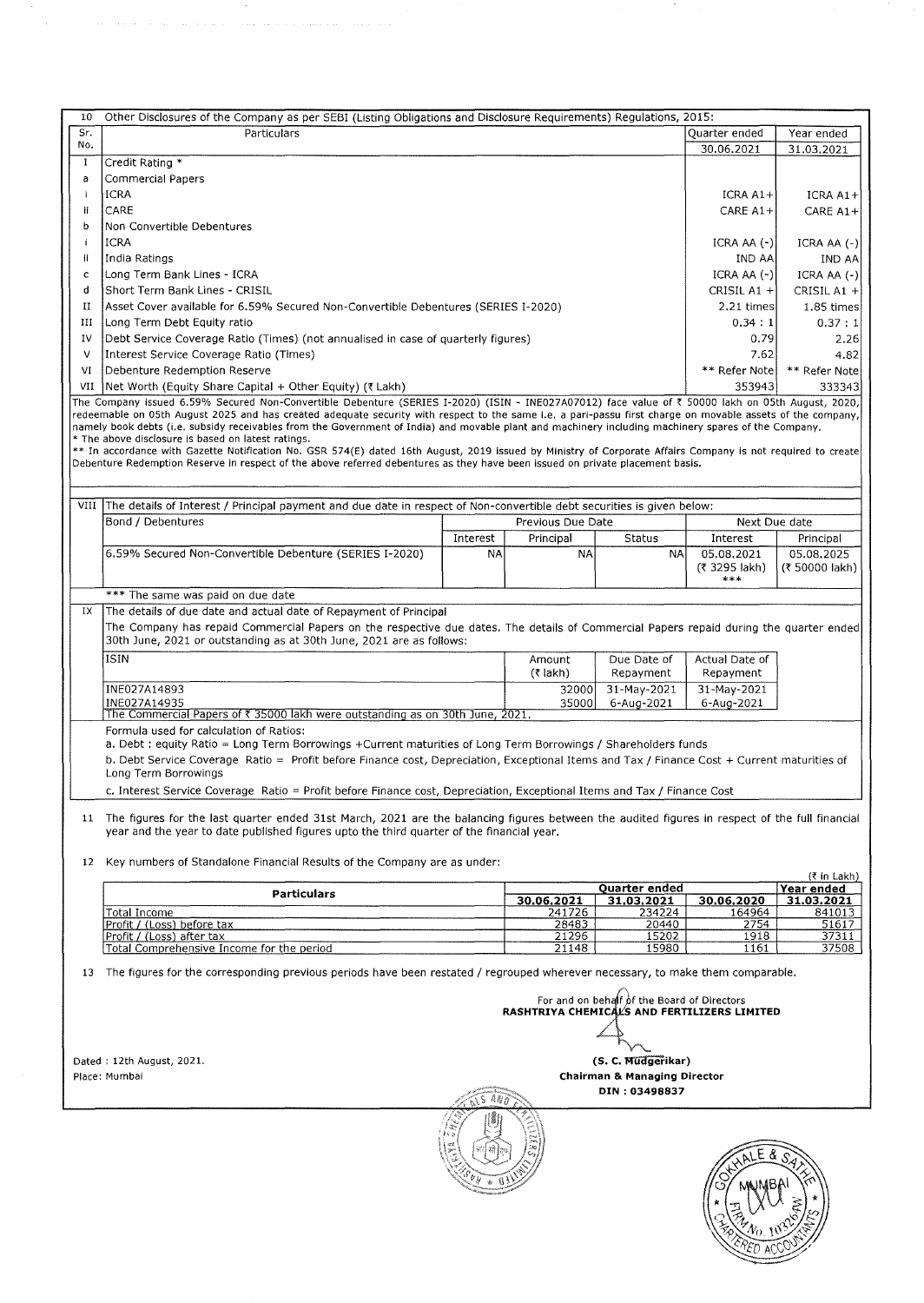| 10 | Other Disclosures of the Company as per SEBI (Listing Obligations and Disclosure Requirements) Regulations, 2015: | | |
|---|---|---|---|
| Sr. No. | Particulars | Quarter ended 30.06.2021 | Year ended 31.03.2021 |
| I | Credit Rating * | | |
| a | Commercial Papers | | |
| i | ICRA | ICRA A1+ | ICRA A1+ |
| ii | CARE | CARE A1+ | CARE A1+ |
| b | Non Convertible Debentures | | |
| i | ICRA | ICRA AA (-) | ICRA AA (-) |
| ii | India Ratings | IND AA | IND AA |
| c | Long Term Bank Lines - ICRA | ICRA AA (-) | ICRA AA (-) |
| d | Short Term Bank Lines - CRISIL | CRISIL A1 + | CRISIL A1 + |
| II | Asset Cover available for 6.59% Secured Non-Convertible Debentures (SERIES I-2020) | 2.21 times | 1.85 times |
| III | Long Term Debt Equity ratio | 0.34 : 1 | 0.37 : 1 |
| IV | Debt Service Coverage Ratio (Times) (not annualised in case of quarterly figures) | 0.79 | 2.26 |
| V | Interest Service Coverage Ratio (Times) | 7.62 | 4.82 |
| VI | Debenture Redemption Reserve | ** Refer Note | ** Refer Note |
| VII | Net Worth (Equity Share Capital + Other Equity) (₹ Lakh) | 353943 | 333343 |

The Company issued 6.59% Secured Non-Convertible Debenture (SERIES I-2020) (ISIN - INE027A07012) face value of ₹ 50000 lakh on 05th August, 2020, redeemable on 05th August 2025 and has created adequate security with respect to the same i.e. a pari-passu first charge on movable assets of the company, namely book debts (i.e. subsidy receivables from the Government of India) and movable plant and machinery including machinery spares of the Company.

* The above disclosure is based on latest ratings.

** In accordance with Gazette Notification No. GSR 574(E) dated 16th August, 2019 issued by Ministry of Corporate Affairs Company is not required to create Debenture Redemption Reserve in respect of the above referred debentures as they have been issued on private placement basis.

VIII The details of Interest / Principal payment and due date in respect of Non-convertible debt securities is given below:

| Bond / Debentures | Previous Due Date | | | Next Due date | |
|---|---|---|---|---|---|
| | Interest | Principal | Status | Interest | Principal |
| 6.59% Secured Non-Convertible Debenture (SERIES I-2020) | NA | NA | NA | 05.08.2021 (₹ 3295 lakh) *** | 05.08.2025 (₹ 50000 lakh) |

*** The same was paid on due date

IX The details of due date and actual date of Repayment of Principal

The Company has repaid Commercial Papers on the respective due dates. The details of Commercial Papers repaid during the quarter ended 30th June, 2021 or outstanding as at 30th June, 2021 are as follows:

| ISIN | Amount (₹ lakh) | Due Date of Repayment | Actual Date of Repayment |
|---|---|---|---|
| INE027A14893 | 32000 | 31-May-2021 | 31-May-2021 |
| INE027A14935 | 35000 | 6-Aug-2021 | 6-Aug-2021 |

The Commercial Papers of ₹ 35000 lakh were outstanding as on 30th June, 2021.

Formula used for calculation of Ratios:

a. Debt : equity Ratio = Long Term Borrowings +Current maturities of Long Term Borrowings / Shareholders funds

b. Debt Service Coverage Ratio = Profit before Finance cost, Depreciation, Exceptional Items and Tax / Finance Cost + Current maturities of Long Term Borrowings

c. Interest Service Coverage Ratio = Profit before Finance cost, Depreciation, Exceptional Items and Tax / Finance Cost

11 The figures for the last quarter ended 31st March, 2021 are the balancing figures between the audited figures in respect of the full financial year and the year to date published figures upto the third quarter of the financial year.

12 Key numbers of Standalone Financial Results of the Company are as under:

(₹ in Lakh)

| Particulars | Quarter ended | | | Year ended |
|---|---|---|---|---|
| | 30.06.2021 | 31.03.2021 | 30.06.2020 | 31.03.2021 |
| Total Income | 241726 | 234224 | 164964 | 841013 |
| Profit / (Loss) before tax | 28483 | 20440 | 2754 | 51617 |
| Profit / (Loss) after tax | 21296 | 15202 | 1918 | 37311 |
| Total Comprehensive Income for the period | 21148 | 15980 | 1161 | 37508 |

13 The figures for the corresponding previous periods have been restated / regrouped wherever necessary, to make them comparable.

For and on behalf of the Board of Directors
**RASHTRIYA CHEMICALS AND FERTILIZERS LIMITED**

Dated : 12th August, 2021.
Place: Mumbai

**(S. C. Mudgerikar)**
**Chairman & Managing Director**
**DIN : 03498837**